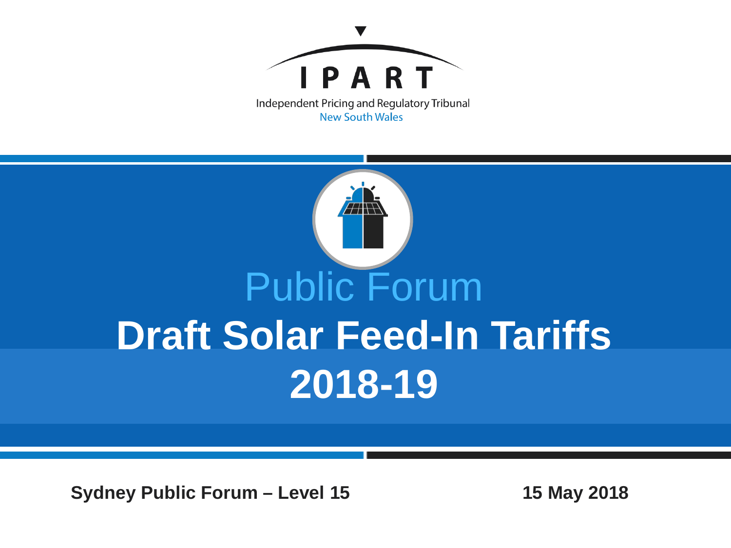IPART

Independent Pricing and Regulatory Tribunal
New South Wales

Public Forum

# Draft Solar Feed-In Tariffs 2018-19

**Sydney Public Forum – Level 15**

**15 May 2018**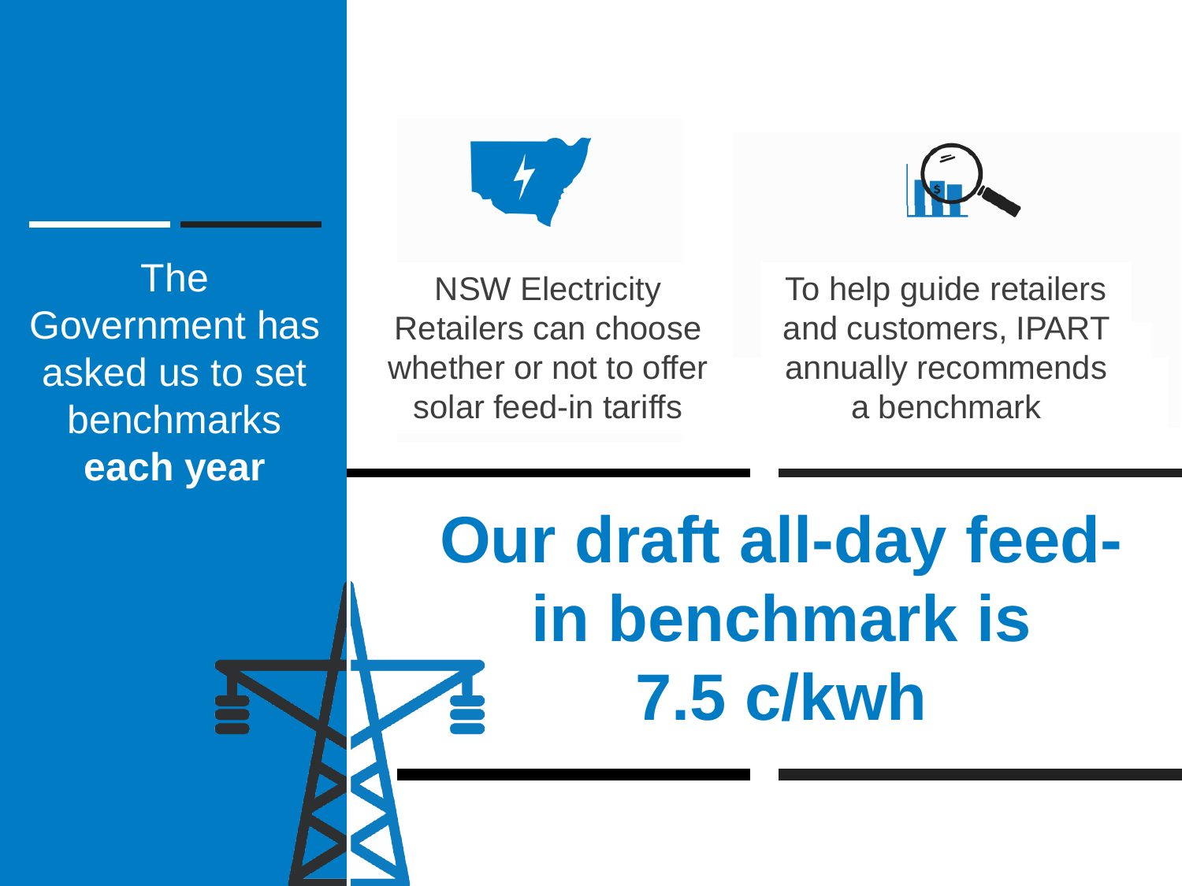The Government has asked us to set benchmarks **each year**

NSW Electricity Retailers can choose whether or not to offer solar feed-in tariffs

To help guide retailers and customers, IPART annually recommends a benchmark

## Our draft all-day feed-in benchmark is 7.5 c/kwh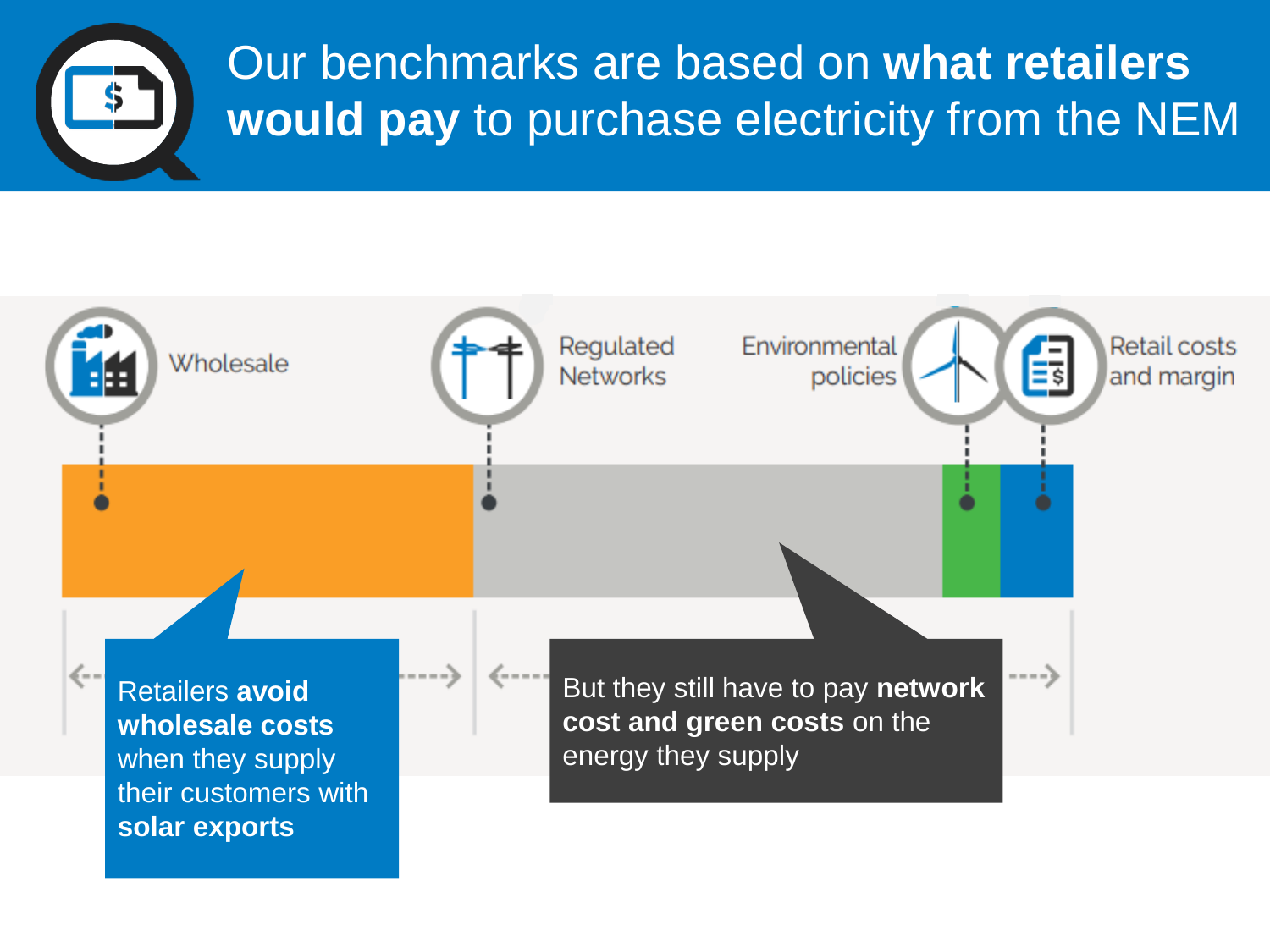# Our benchmarks are based on **what retailers would pay** to purchase electricity from the NEM

Wholesale

Regulated Networks

Environmental policies

Retail costs and margin

Retailers **avoid wholesale costs** when they supply their customers with **solar exports**

But they still have to pay **network cost and green costs** on the energy they supply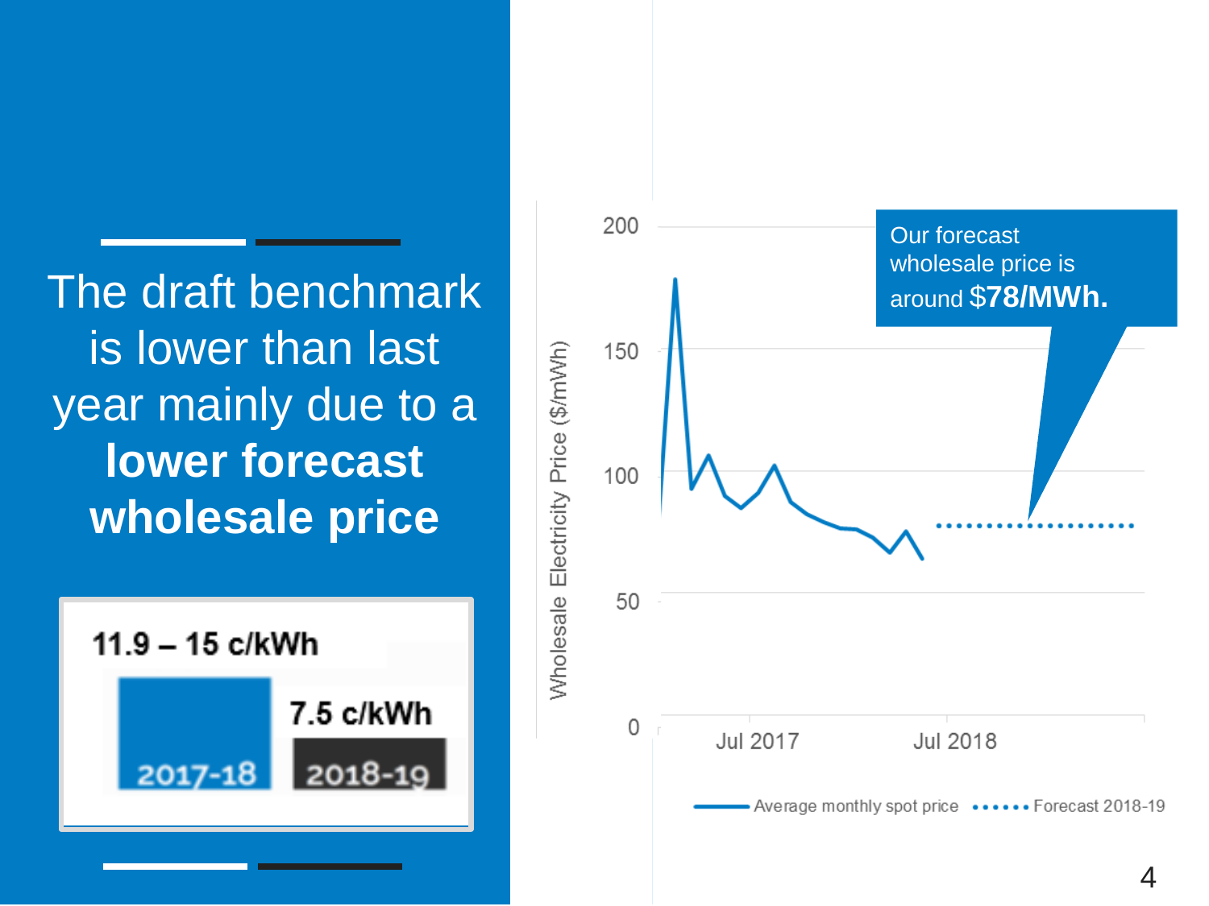The draft benchmark is lower than last year mainly due to a **lower forecast wholesale price**

11.9 – 15 c/kWh

2017-18

7.5 c/kWh

2018-19

Our forecast wholesale price is around **$78/MWh.**

Wholesale Electricity Price ($/mWh)

200

150

100

50

0

Jul 2017

Jul 2018

Average monthly spot price

Forecast 2018-19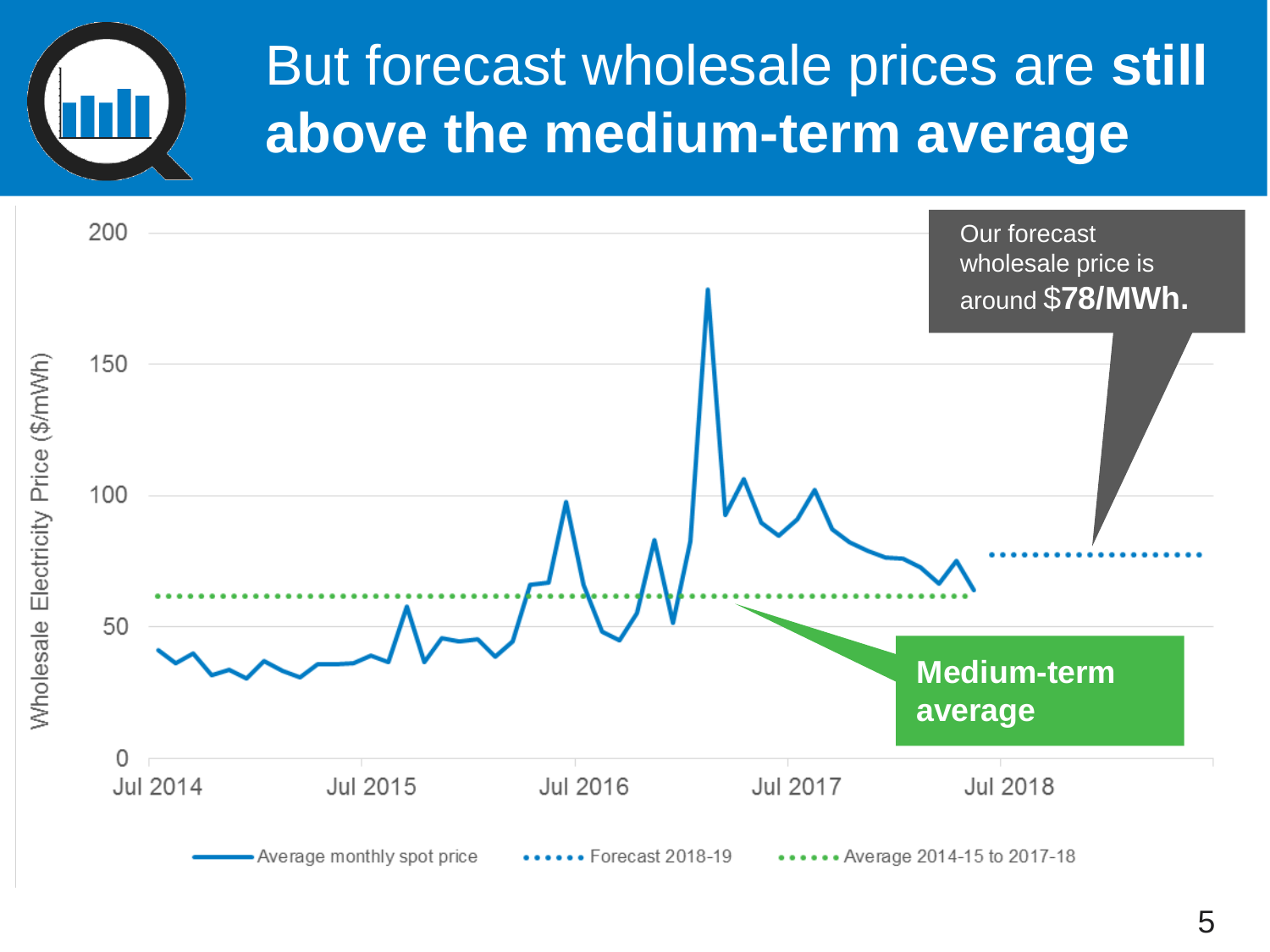# But forecast wholesale prices are **still above the medium-term average**

Our forecast wholesale price is around **$78/MWh.**

**Medium-term average**

Wholesale Electricity Price ($/mWh)

200
150
100
50
0

Jul 2014 | Jul 2015 | Jul 2016 | Jul 2017 | Jul 2018

Average monthly spot price | Forecast 2018-19 | Average 2014-15 to 2017-18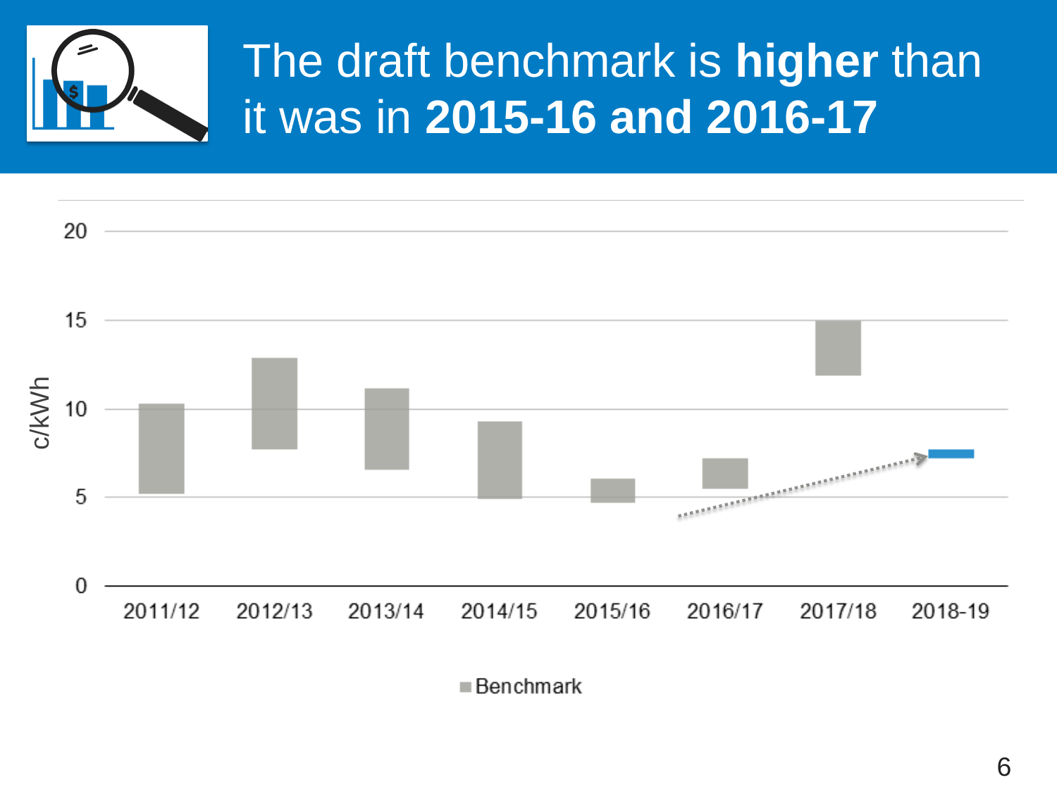# The draft benchmark is **higher** than it was in **2015-16 and 2016-17**

c/kWh

20
15
10
5
0

2011/12 2012/13 2013/14 2014/15 2015/16 2016/17 2017/18 2018-19

Benchmark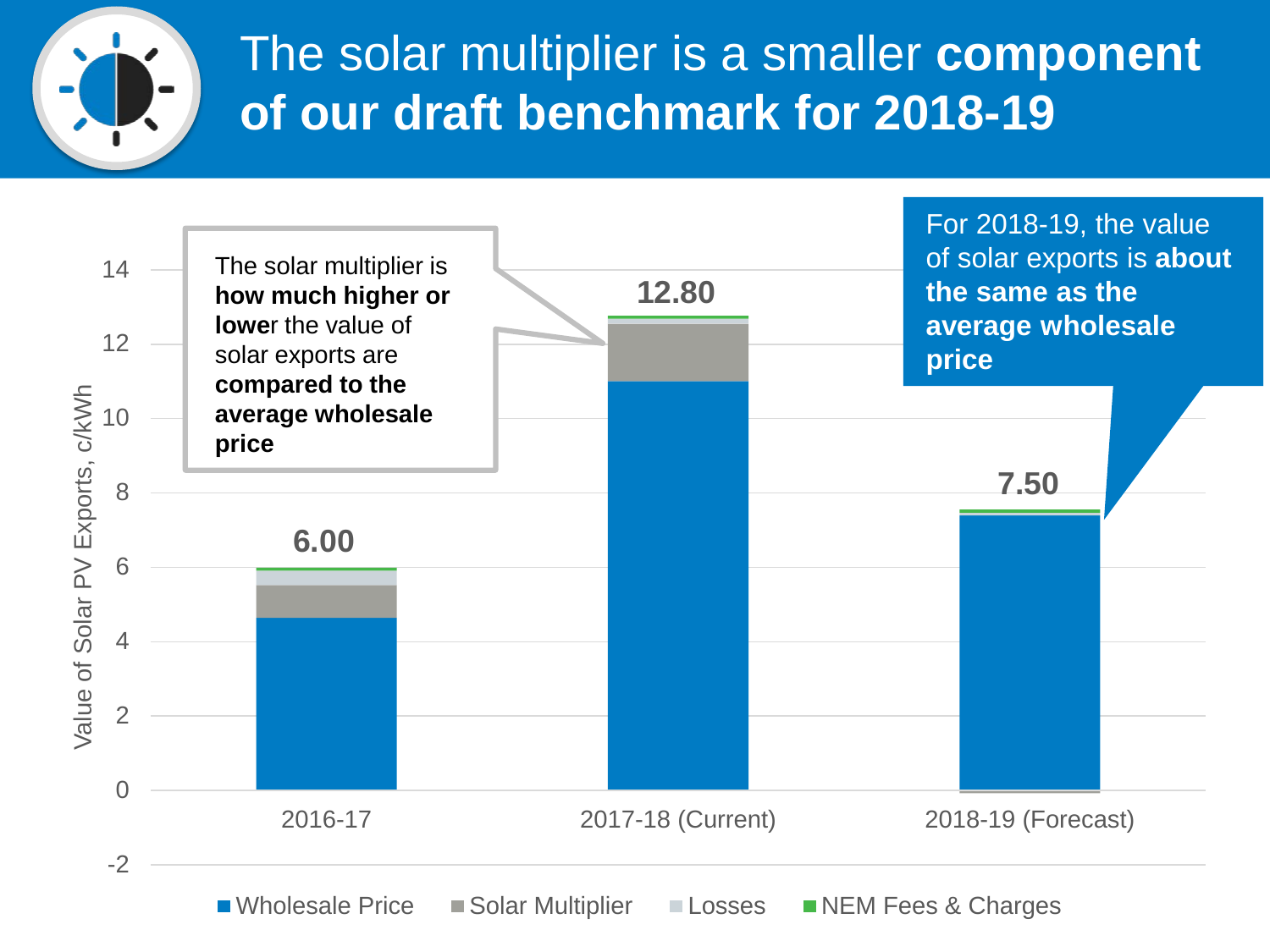# The solar multiplier is a smaller **component of our draft benchmark for 2018-19**

The solar multiplier is **how much higher or lower** the value of solar exports are **compared to the average wholesale price**

For 2018-19, the value of solar exports is **about the same as the average wholesale price**

| Year | Total Value of Solar PV Exports (c/kWh) |
|---|---|
| 2016-17 | 6.00 |
| 2017-18 (Current) | 12.80 |
| 2018-19 (Forecast) | 7.50 |

Value of Solar PV Exports, c/kWh

Components: Wholesale Price, Solar Multiplier, Losses, NEM Fees & Charges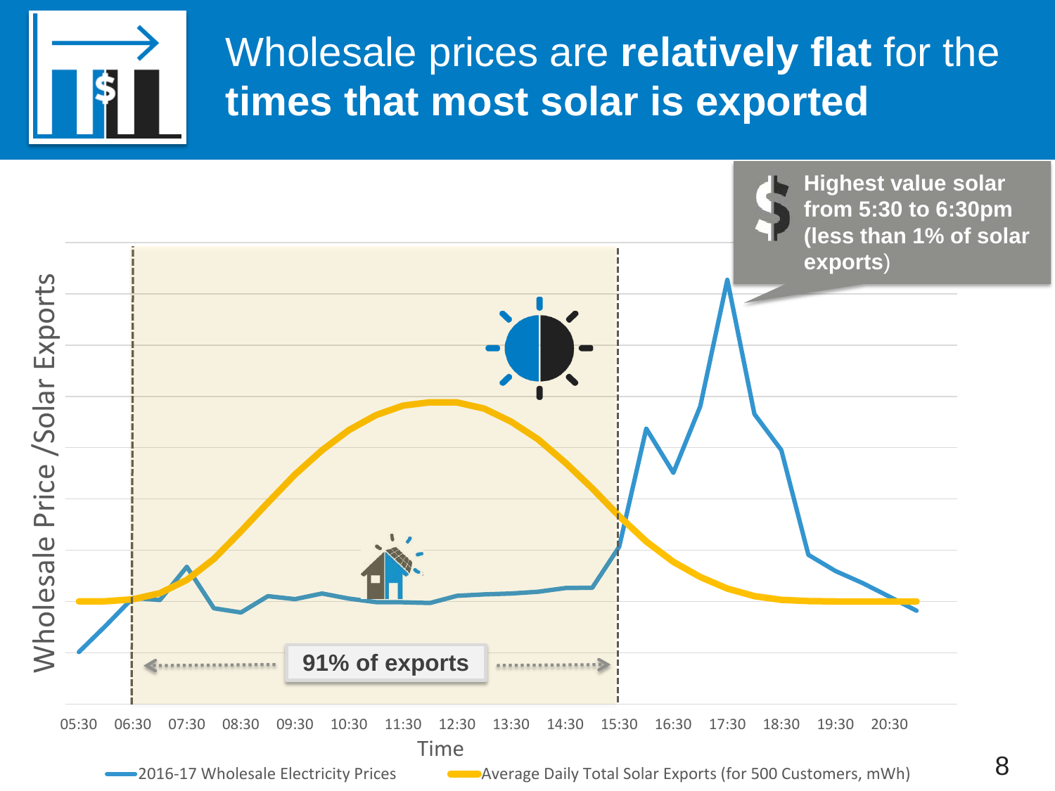# Wholesale prices are **relatively flat** for the **times that most solar is exported**

**Highest value solar from 5:30 to 6:30pm (less than 1% of solar exports)**

**91% of exports**

Wholesale Price /Solar Exports

05:30 06:30 07:30 08:30 09:30 10:30 11:30 12:30 13:30 14:30 15:30 16:30 17:30 18:30 19:30 20:30

Time

2016-17 Wholesale Electricity Prices

Average Daily Total Solar Exports (for 500 Customers, mWh)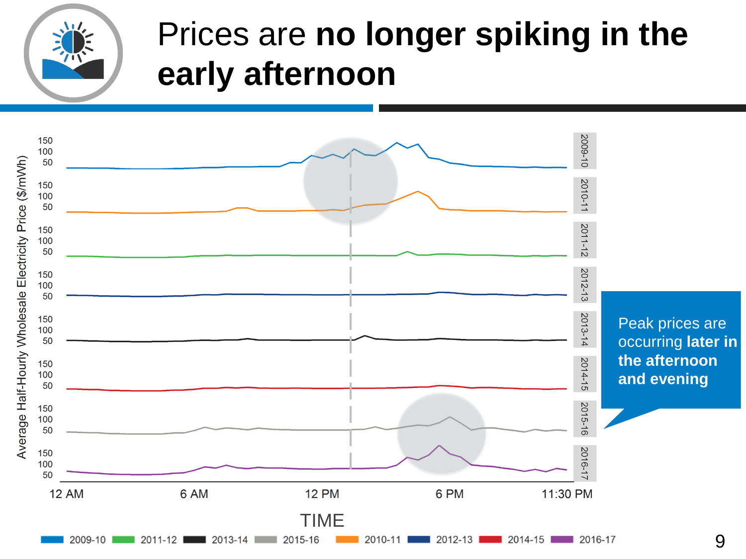# Prices are **no longer spiking in the early afternoon**

Average Half-Hourly Wholesale Electricity Price ($/mWh)

150
100
50

TIME

12 AM | 6 AM | 12 PM | 6 PM | 11:30 PM

2009-10, 2010-11, 2011-12, 2012-13, 2013-14, 2014-15, 2015-16, 2016-17

Peak prices are occurring **later in the afternoon and evening**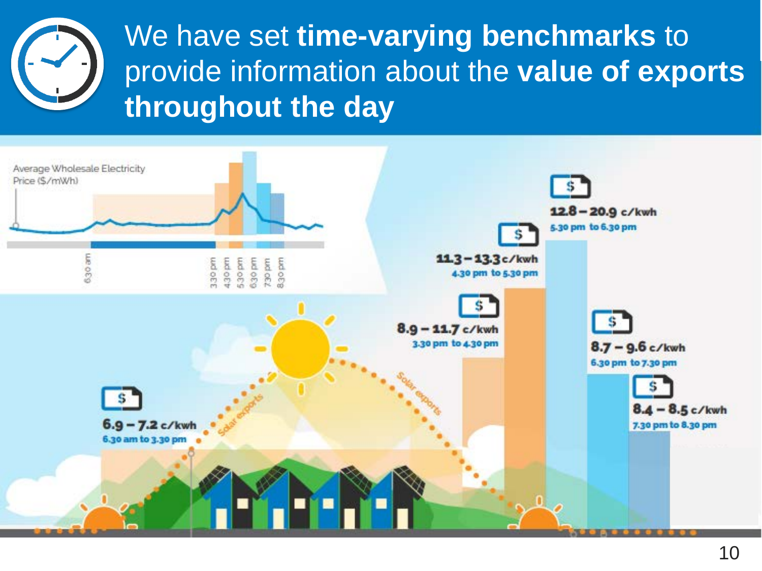# We have set **time-varying benchmarks** to provide information about the **value of exports throughout the day**

Average Wholesale Electricity Price ($/mWh)

6.30 am | 3.30 pm | 4.30 pm | 5.30 pm | 6.30 pm | 7.30 pm | 8.30 pm

**6.9 – 7.2** c/kwh
6.30 am to 3.30 pm

**8.9 – 11.7** c/kwh
3.30 pm to 4.30 pm

**11.3 – 13.3** c/kwh
4.30 pm to 5.30 pm

**12.8 – 20.9** c/kwh
5.30 pm to 6.30 pm

**8.7 – 9.6** c/kwh
6.30 pm to 7.30 pm

**8.4 – 8.5** c/kwh
7.30 pm to 8.30 pm

Solar exports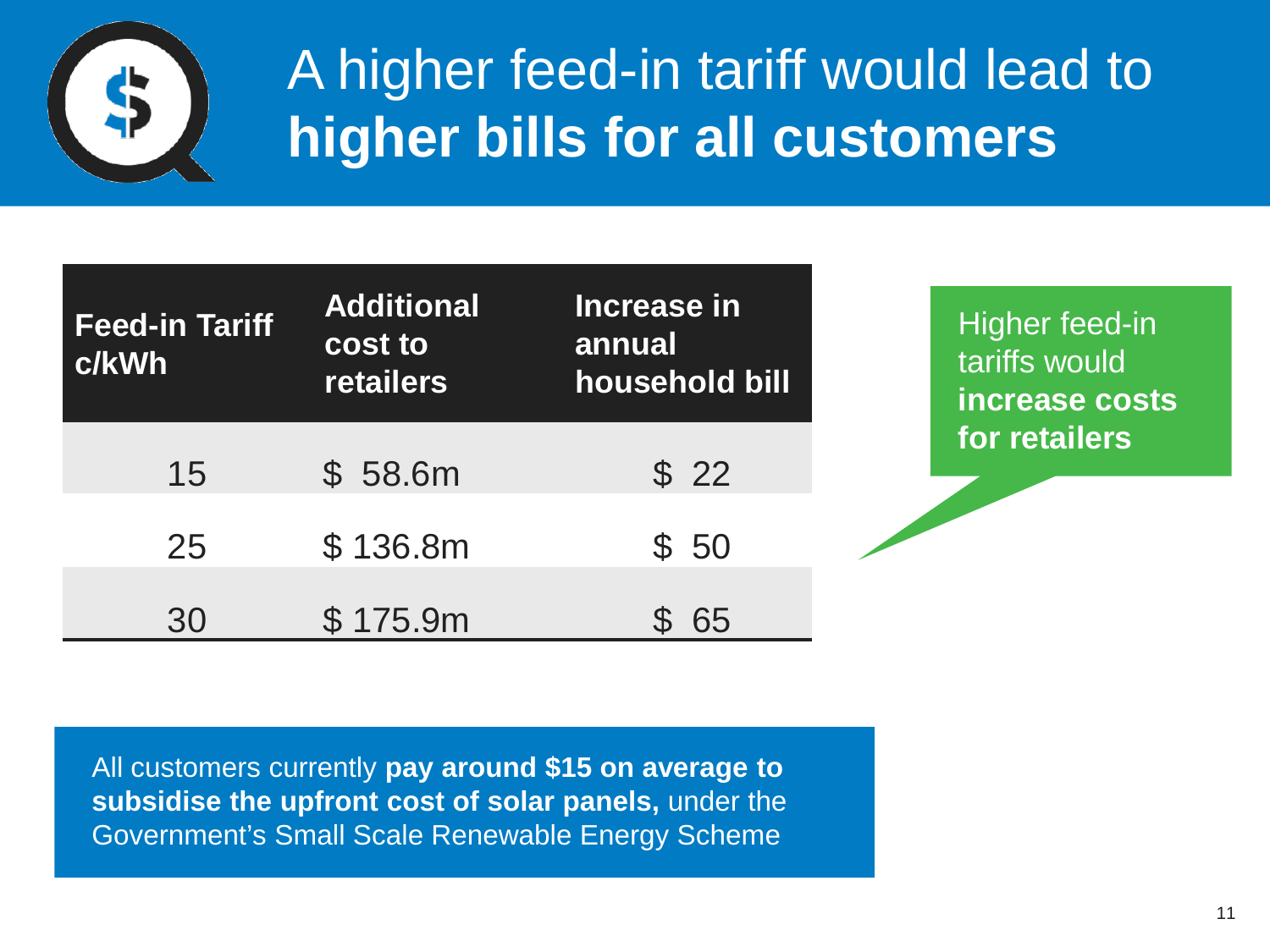# A higher feed-in tariff would lead to **higher bills for all customers**

| Feed-in Tariff c/kWh | Additional cost to retailers | Increase in annual household bill |
|---|---|---|
| 15 | $ 58.6m | $ 22 |
| 25 | $ 136.8m | $ 50 |
| 30 | $ 175.9m | $ 65 |

Higher feed-in tariffs would **increase costs for retailers**

All customers currently **pay around $15 on average to subsidise the upfront cost of solar panels,** under the Government's Small Scale Renewable Energy Scheme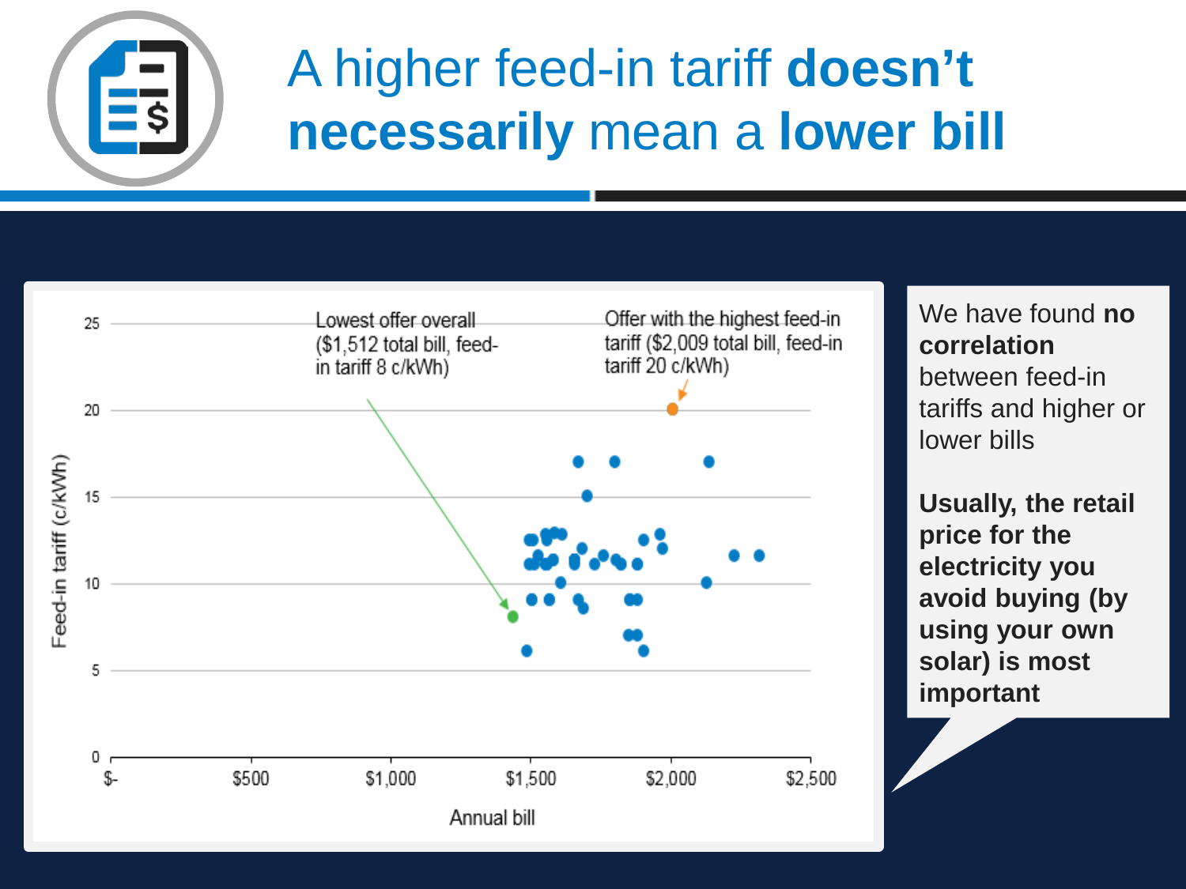# A higher feed-in tariff **doesn't necessarily** mean a **lower bill**

Lowest offer overall ($1,512 total bill, feed-in tariff 8 c/kWh)

Offer with the highest feed-in tariff ($2,009 total bill, feed-in tariff 20 c/kWh)

Feed-in tariff (c/kWh)

Annual bill

We have found **no correlation** between feed-in tariffs and higher or lower bills

**Usually, the retail price for the electricity you avoid buying (by using your own solar) is most important**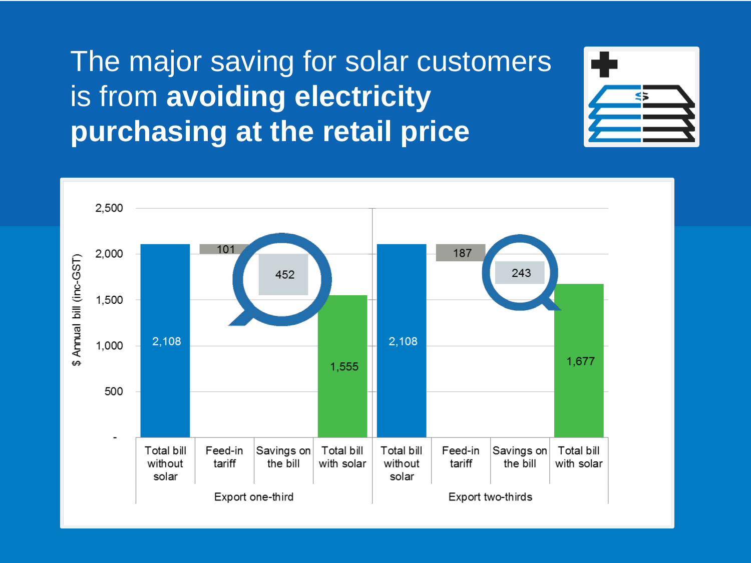# The major saving for solar customers is from **avoiding electricity purchasing at the retail price**

$ Annual bill (inc-GST)

2,500
2,000
1,500
1,000
500
-

2,108
101
452
1,555
2,108
187
243
1,677

Total bill without solar
Feed-in tariff
Savings on the bill
Total bill with solar
Total bill without solar
Feed-in tariff
Savings on the bill
Total bill with solar

Export one-third
Export two-thirds